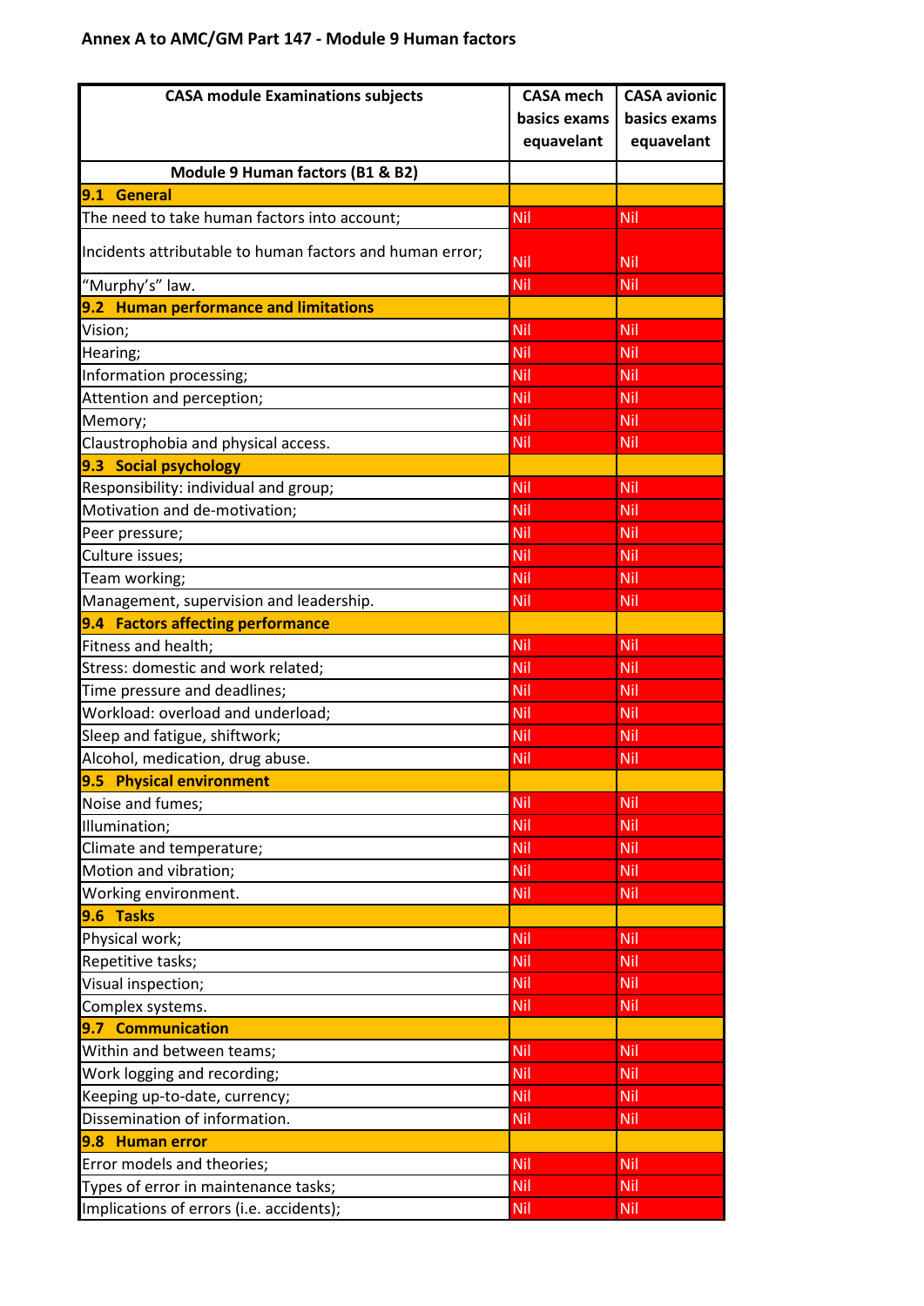## Annex A to AMC/GM Part 147 - Module 9 Human factors

| CASA module Examinations subjects | CASA mech basics exams equavelant | CASA avionic basics exams equavelant |
|---|---|---|
| **Module 9 Human factors (B1 & B2)** | | |
| **9.1 General** | | |
| The need to take human factors into account; | Nil | Nil |
| Incidents attributable to human factors and human error; | Nil | Nil |
| "Murphy's" law. | Nil | Nil |
| **9.2 Human performance and limitations** | | |
| Vision; | Nil | Nil |
| Hearing; | Nil | Nil |
| Information processing; | Nil | Nil |
| Attention and perception; | Nil | Nil |
| Memory; | Nil | Nil |
| Claustrophobia and physical access. | Nil | Nil |
| **9.3 Social psychology** | | |
| Responsibility: individual and group; | Nil | Nil |
| Motivation and de-motivation; | Nil | Nil |
| Peer pressure; | Nil | Nil |
| Culture issues; | Nil | Nil |
| Team working; | Nil | Nil |
| Management, supervision and leadership. | Nil | Nil |
| **9.4 Factors affecting performance** | | |
| Fitness and health; | Nil | Nil |
| Stress: domestic and work related; | Nil | Nil |
| Time pressure and deadlines; | Nil | Nil |
| Workload: overload and underload; | Nil | Nil |
| Sleep and fatigue, shiftwork; | Nil | Nil |
| Alcohol, medication, drug abuse. | Nil | Nil |
| **9.5 Physical environment** | | |
| Noise and fumes; | Nil | Nil |
| Illumination; | Nil | Nil |
| Climate and temperature; | Nil | Nil |
| Motion and vibration; | Nil | Nil |
| Working environment. | Nil | Nil |
| **9.6 Tasks** | | |
| Physical work; | Nil | Nil |
| Repetitive tasks; | Nil | Nil |
| Visual inspection; | Nil | Nil |
| Complex systems. | Nil | Nil |
| **9.7 Communication** | | |
| Within and between teams; | Nil | Nil |
| Work logging and recording; | Nil | Nil |
| Keeping up-to-date, currency; | Nil | Nil |
| Dissemination of information. | Nil | Nil |
| **9.8 Human error** | | |
| Error models and theories; | Nil | Nil |
| Types of error in maintenance tasks; | Nil | Nil |
| Implications of errors (i.e. accidents); | Nil | Nil |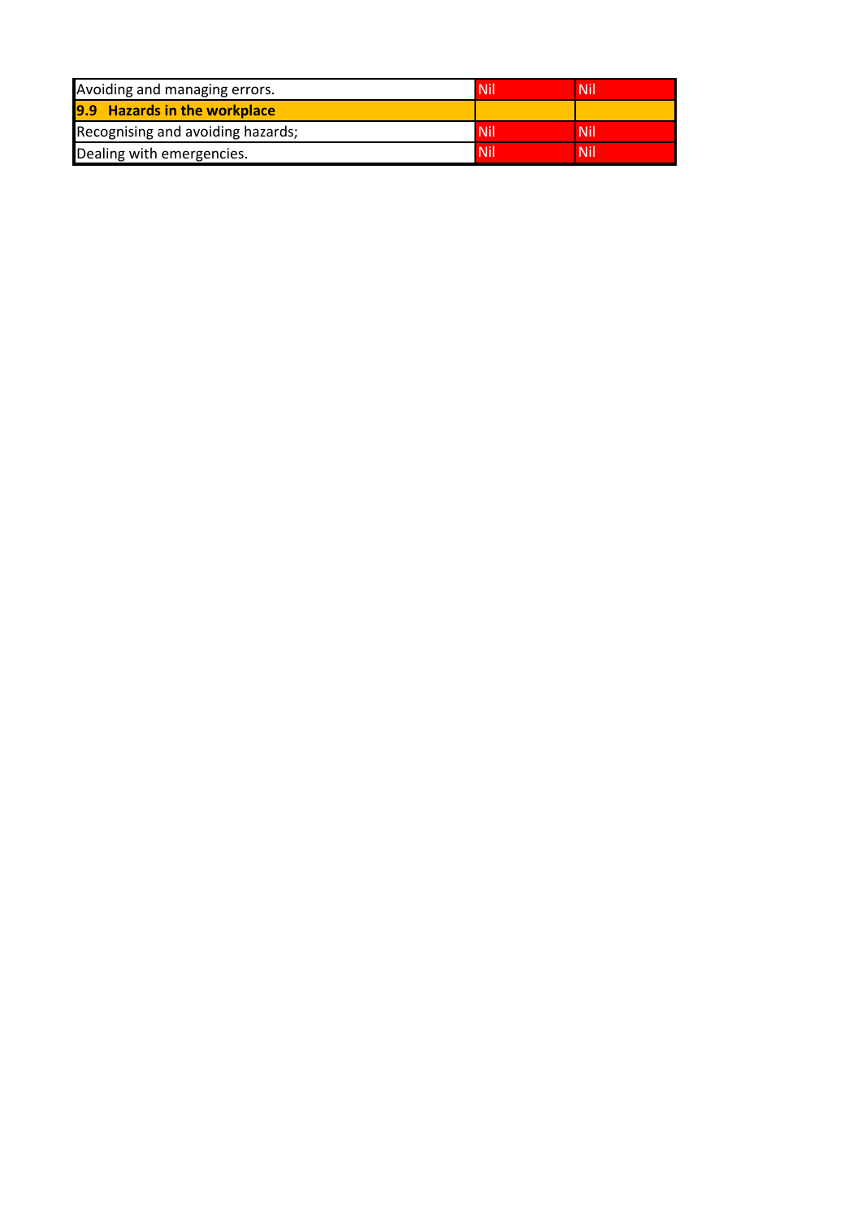| | | |
|---|---|---|
| Avoiding and managing errors. | Nil | Nil |
| **9.9 Hazards in the workplace** | | |
| Recognising and avoiding hazards; | Nil | Nil |
| Dealing with emergencies. | Nil | Nil |